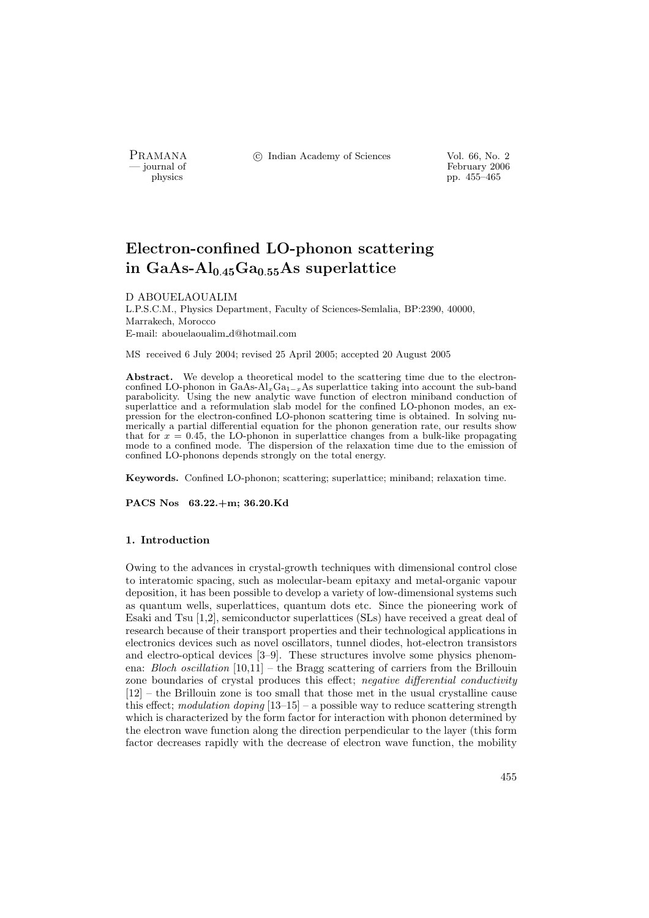# Electron-confined LO-phonon scattering in GaAs-$Al_{0.45}Ga_{0.55}As$ superlattice

D ABOUELAOUALIM

L.P.S.C.M., Physics Department, Faculty of Sciences-Semlalia, BP:2390, 40000, Marrakech, Morocco

E-mail: abouelaoualim_d@hotmail.com

MS received 6 July 2004; revised 25 April 2005; accepted 20 August 2005

**Abstract.** We develop a theoretical model to the scattering time due to the electron-confined LO-phonon in GaAs-$Al_xGa_{1-x}As$ superlattice taking into account the sub-band parabolicity. Using the new analytic wave function of electron miniband conduction of superlattice and a reformulation slab model for the confined LO-phonon modes, an expression for the electron-confined LO-phonon scattering time is obtained. In solving numerically a partial differential equation for the phonon generation rate, our results show that for $x = 0.45$, the LO-phonon in superlattice changes from a bulk-like propagating mode to a confined mode. The dispersion of the relaxation time due to the emission of confined LO-phonons depends strongly on the total energy.

**Keywords.** Confined LO-phonon; scattering; superlattice; miniband; relaxation time.

**PACS Nos 63.22.+m; 36.20.Kd**

## 1. Introduction

Owing to the advances in crystal-growth techniques with dimensional control close to interatomic spacing, such as molecular-beam epitaxy and metal-organic vapour deposition, it has been possible to develop a variety of low-dimensional systems such as quantum wells, superlattices, quantum dots etc. Since the pioneering work of Esaki and Tsu [1,2], semiconductor superlattices (SLs) have received a great deal of research because of their transport properties and their technological applications in electronics devices such as novel oscillators, tunnel diodes, hot-electron transistors and electro-optical devices [3–9]. These structures involve some physics phenomena: *Bloch oscillation* [10,11] – the Bragg scattering of carriers from the Brillouin zone boundaries of crystal produces this effect; *negative differential conductivity* [12] – the Brillouin zone is too small that those met in the usual crystalline cause this effect; *modulation doping* [13–15] – a possible way to reduce scattering strength which is characterized by the form factor for interaction with phonon determined by the electron wave function along the direction perpendicular to the layer (this form factor decreases rapidly with the decrease of electron wave function, the mobility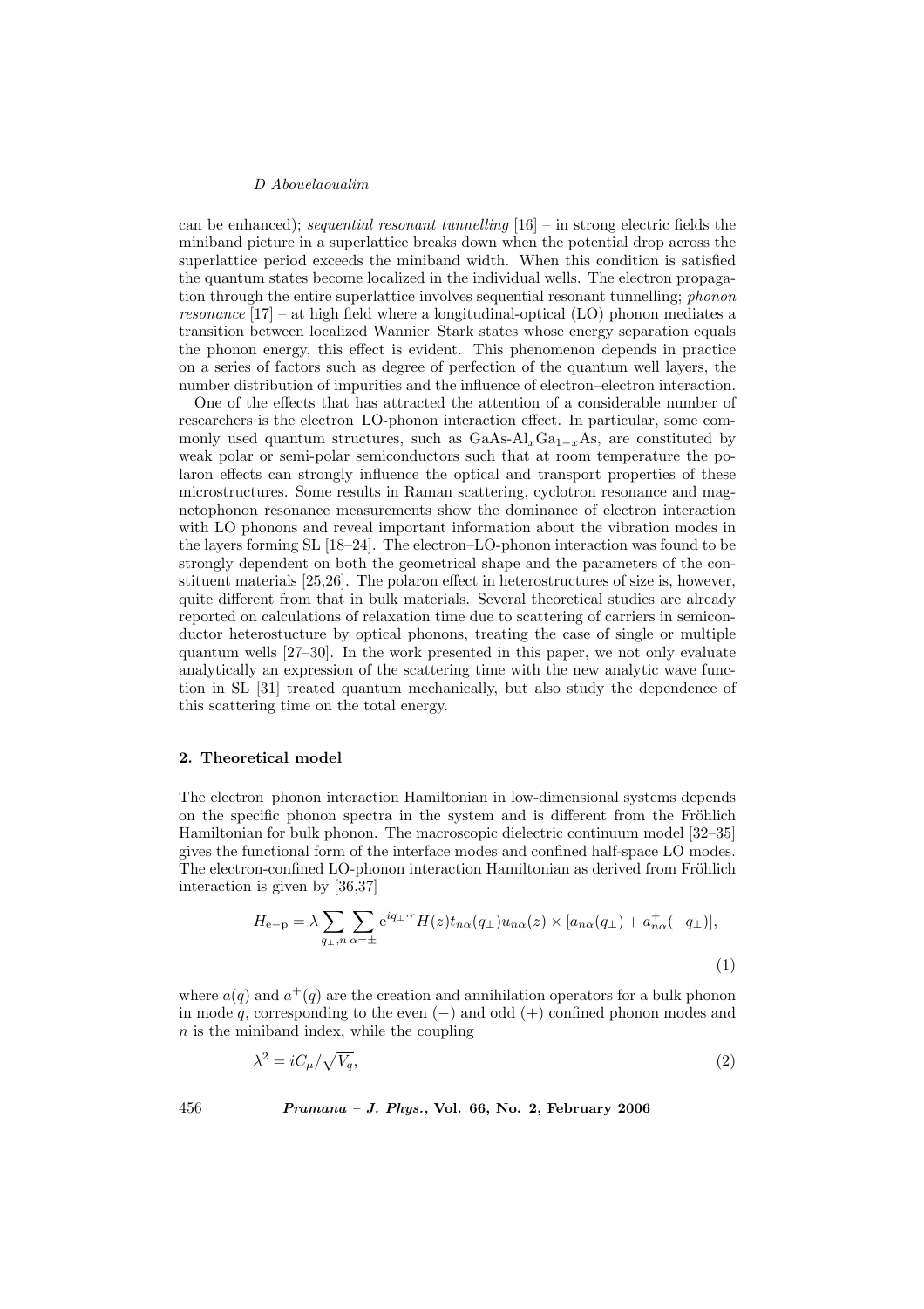can be enhanced); *sequential resonant tunnelling* [16] – in strong electric fields the miniband picture in a superlattice breaks down when the potential drop across the superlattice period exceeds the miniband width. When this condition is satisfied the quantum states become localized in the individual wells. The electron propagation through the entire superlattice involves sequential resonant tunnelling; *phonon resonance* [17] – at high field where a longitudinal-optical (LO) phonon mediates a transition between localized Wannier–Stark states whose energy separation equals the phonon energy, this effect is evident. This phenomenon depends in practice on a series of factors such as degree of perfection of the quantum well layers, the number distribution of impurities and the influence of electron–electron interaction.

One of the effects that has attracted the attention of a considerable number of researchers is the electron–LO-phonon interaction effect. In particular, some commonly used quantum structures, such as GaAs-$Al_xGa_{1-x}As$, are constituted by weak polar or semi-polar semiconductors such that at room temperature the polaron effects can strongly influence the optical and transport properties of these microstructures. Some results in Raman scattering, cyclotron resonance and magnetophonon resonance measurements show the dominance of electron interaction with LO phonons and reveal important information about the vibration modes in the layers forming SL [18–24]. The electron–LO-phonon interaction was found to be strongly dependent on both the geometrical shape and the parameters of the constituent materials [25,26]. The polaron effect in heterostructures of size is, however, quite different from that in bulk materials. Several theoretical studies are already reported on calculations of relaxation time due to scattering of carriers in semiconductor heterostucture by optical phonons, treating the case of single or multiple quantum wells [27–30]. In the work presented in this paper, we not only evaluate analytically an expression of the scattering time with the new analytic wave function in SL [31] treated quantum mechanically, but also study the dependence of this scattering time on the total energy.

## 2. Theoretical model

The electron–phonon interaction Hamiltonian in low-dimensional systems depends on the specific phonon spectra in the system and is different from the Fröhlich Hamiltonian for bulk phonon. The macroscopic dielectric continuum model [32–35] gives the functional form of the interface modes and confined half-space LO modes. The electron-confined LO-phonon interaction Hamiltonian as derived from Fröhlich interaction is given by [36,37]

$$H_{\mathrm{e-p}} = \lambda \sum_{q_\perp, n} \sum_{\alpha=\pm} \mathrm{e}^{iq_\perp \cdot r} H(z) t_{n\alpha}(q_\perp) u_{n\alpha}(z) \times [a_{n\alpha}(q_\perp) + a^+_{n\alpha}(-q_\perp)], \tag{1}$$

where $a(q)$ and $a^+(q)$ are the creation and annihilation operators for a bulk phonon in mode $q$, corresponding to the even $(-)$ and odd $(+)$ confined phonon modes and $n$ is the miniband index, while the coupling

$$\lambda^2 = iC_\mu/\sqrt{V_q}, \tag{2}$$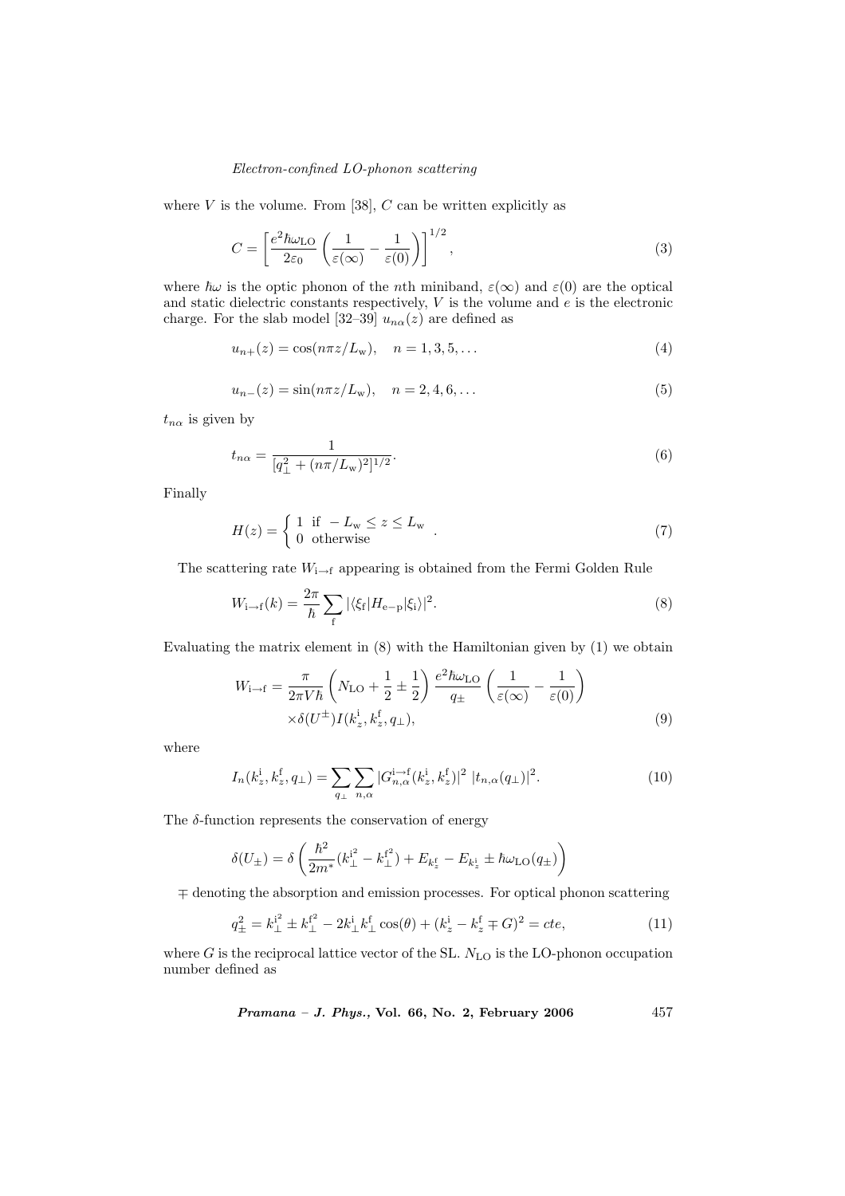where $V$ is the volume. From [38], $C$ can be written explicitly as

$$C = \left[\frac{e^2\hbar\omega_{\rm LO}}{2\varepsilon_0}\left(\frac{1}{\varepsilon(\infty)} - \frac{1}{\varepsilon(0)}\right)\right]^{1/2}, \tag{3}$$

where $\hbar\omega$ is the optic phonon of the $n$th miniband, $\varepsilon(\infty)$ and $\varepsilon(0)$ are the optical and static dielectric constants respectively, $V$ is the volume and $e$ is the electronic charge. For the slab model [32–39] $u_{n\alpha}(z)$ are defined as

$$u_{n+}(z) = \cos(n\pi z/L_{\rm w}), \quad n = 1, 3, 5, \ldots \tag{4}$$

$$u_{n-}(z) = \sin(n\pi z/L_{\rm w}), \quad n = 2, 4, 6, \ldots \tag{5}$$

$t_{n\alpha}$ is given by

$$t_{n\alpha} = \frac{1}{[q_\perp^2 + (n\pi/L_{\rm w})^2]^{1/2}}. \tag{6}$$

Finally

$$H(z) = \begin{cases} 1 & \text{if } -L_{\rm w} \le z \le L_{\rm w} \\ 0 & \text{otherwise} \end{cases}. \tag{7}$$

The scattering rate $W_{\rm i\to f}$ appearing is obtained from the Fermi Golden Rule

$$W_{\rm i\to f}(k) = \frac{2\pi}{\hbar}\sum_{\rm f} |\langle\xi_{\rm f}|H_{\rm e-p}|\xi_{\rm i}\rangle|^2. \tag{8}$$

Evaluating the matrix element in (8) with the Hamiltonian given by (1) we obtain

$$W_{\rm i\to f} = \frac{\pi}{2\pi V\hbar}\left(N_{\rm LO} + \frac{1}{2} \pm \frac{1}{2}\right)\frac{e^2\hbar\omega_{\rm LO}}{q_\pm}\left(\frac{1}{\varepsilon(\infty)} - \frac{1}{\varepsilon(0)}\right) \\ \times\delta(U^\pm) I(k_z^{\rm i}, k_z^{\rm f}, q_\perp), \tag{9}$$

where

$$I_n(k_z^{\rm i}, k_z^{\rm f}, q_\perp) = \sum_{q_\perp}\sum_{n,\alpha} |G_{n,\alpha}^{\rm i\to f}(k_z^{\rm i}, k_z^{\rm f})|^2 \; |t_{n,\alpha}(q_\perp)|^2. \tag{10}$$

The $\delta$-function represents the conservation of energy

$$\delta(U_\pm) = \delta\left(\frac{\hbar^2}{2m^*}(k_\perp^{\rm i^2} - k_\perp^{\rm f^2}) + E_{k_z^{\rm f}} - E_{k_z^{\rm i}} \pm \hbar\omega_{\rm LO}(q_\pm)\right)$$

$\mp$ denoting the absorption and emission processes. For optical phonon scattering

$$q_\pm^2 = k_\perp^{\rm i^2} \pm k_\perp^{\rm f^2} - 2k_\perp^{\rm i} k_\perp^{\rm f}\cos(\theta) + (k_z^{\rm i} - k_z^{\rm f} \mp G)^2 = cte, \tag{11}$$

where $G$ is the reciprocal lattice vector of the SL. $N_{\rm LO}$ is the LO-phonon occupation number defined as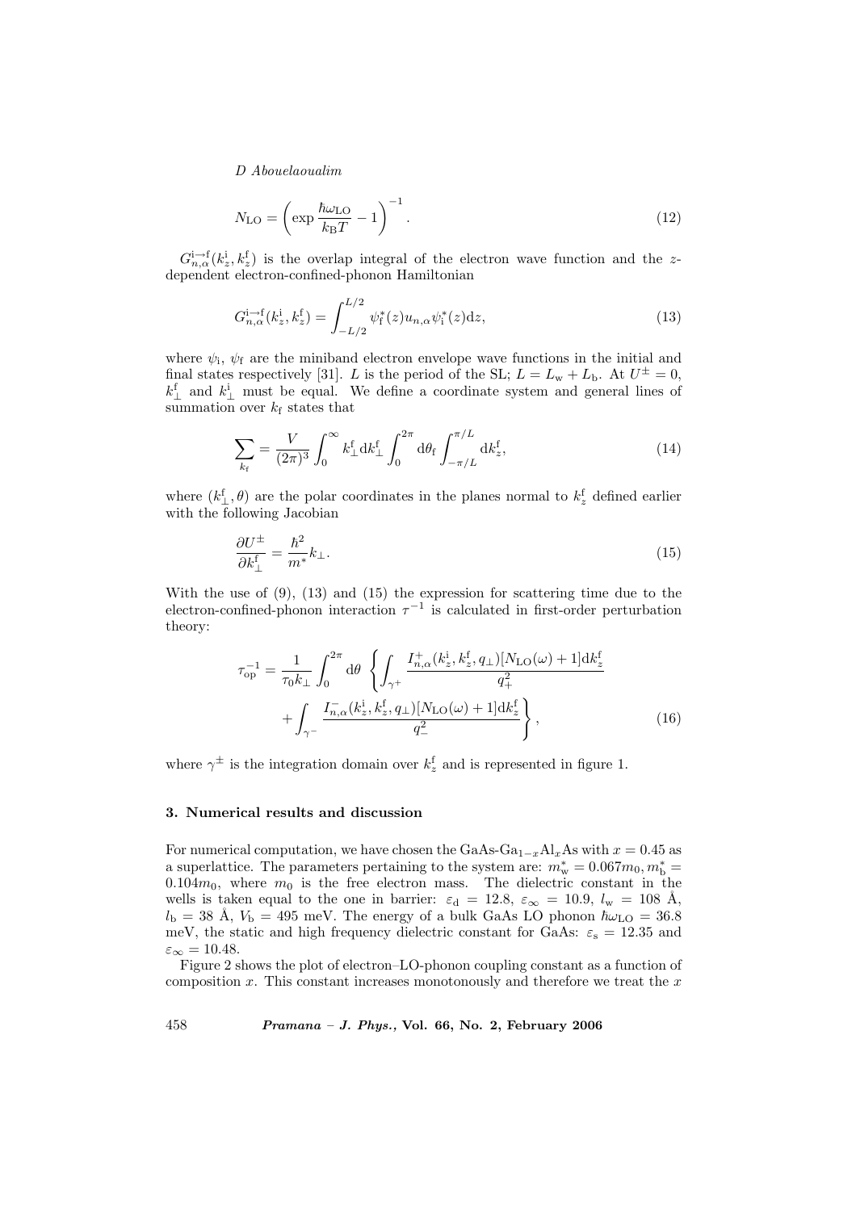$$N_{\mathrm{LO}} = \left( \exp \frac{\hbar\omega_{\mathrm{LO}}}{k_{\mathrm{B}}T} - 1 \right)^{-1}. \tag{12}$$

$G^{\mathrm{i}\to\mathrm{f}}_{n,\alpha}(k^{\mathrm{i}}_z, k^{\mathrm{f}}_z)$ is the overlap integral of the electron wave function and the $z$-dependent electron-confined-phonon Hamiltonian

$$G^{\mathrm{i}\to\mathrm{f}}_{n,\alpha}(k^{\mathrm{i}}_z, k^{\mathrm{f}}_z) = \int_{-L/2}^{L/2} \psi^*_{\mathrm{f}}(z) u_{n,\alpha} \psi^*_{\mathrm{i}}(z) \mathrm{d}z, \tag{13}$$

where $\psi_{\mathrm{i}}$, $\psi_{\mathrm{f}}$ are the miniband electron envelope wave functions in the initial and final states respectively [31]. $L$ is the period of the SL; $L = L_{\mathrm{w}} + L_{\mathrm{b}}$. At $U^{\pm} = 0$, $k^{\mathrm{f}}_{\perp}$ and $k^{\mathrm{i}}_{\perp}$ must be equal. We define a coordinate system and general lines of summation over $k_{\mathrm{f}}$ states that

$$\sum_{k_{\mathrm{f}}} = \frac{V}{(2\pi)^3} \int_0^{\infty} k^{\mathrm{f}}_{\perp} \mathrm{d}k^{\mathrm{f}}_{\perp} \int_0^{2\pi} \mathrm{d}\theta_{\mathrm{f}} \int_{-\pi/L}^{\pi/L} \mathrm{d}k^{\mathrm{f}}_z, \tag{14}$$

where $(k^{\mathrm{f}}_{\perp}, \theta)$ are the polar coordinates in the planes normal to $k^{\mathrm{f}}_z$ defined earlier with the following Jacobian

$$\frac{\partial U^{\pm}}{\partial k^{\mathrm{f}}_{\perp}} = \frac{\hbar^2}{m^*} k_{\perp}. \tag{15}$$

With the use of (9), (13) and (15) the expression for scattering time due to the electron-confined-phonon interaction $\tau^{-1}$ is calculated in first-order perturbation theory:

$$\tau^{-1}_{\mathrm{op}} = \frac{1}{\tau_0 k_{\perp}} \int_0^{2\pi} \mathrm{d}\theta \left\{ \int_{\gamma^+} \frac{I^+_{n,\alpha}(k^{\mathrm{i}}_z, k^{\mathrm{f}}_z, q_{\perp})[N_{\mathrm{LO}}(\omega) + 1] \mathrm{d}k^{\mathrm{f}}_z}{q^2_+} + \int_{\gamma^-} \frac{I^-_{n,\alpha}(k^{\mathrm{i}}_z, k^{\mathrm{f}}_z, q_{\perp})[N_{\mathrm{LO}}(\omega) + 1] \mathrm{d}k^{\mathrm{f}}_z}{q^2_-} \right\}, \tag{16}$$

where $\gamma^{\pm}$ is the integration domain over $k^{\mathrm{f}}_z$ and is represented in figure 1.

## 3. Numerical results and discussion

For numerical computation, we have chosen the GaAs-$\mathrm{Ga}_{1-x}\mathrm{Al}_x\mathrm{As}$ with $x = 0.45$ as a superlattice. The parameters pertaining to the system are: $m^*_{\mathrm{w}} = 0.067m_0, m^*_{\mathrm{b}} = 0.104m_0$, where $m_0$ is the free electron mass. The dielectric constant in the wells is taken equal to the one in barrier: $\varepsilon_{\mathrm{d}} = 12.8$, $\varepsilon_{\infty} = 10.9$, $l_{\mathrm{w}} = 108$ Å, $l_{\mathrm{b}} = 38$ Å, $V_{\mathrm{b}} = 495$ meV. The energy of a bulk GaAs LO phonon $\hbar\omega_{\mathrm{LO}} = 36.8$ meV, the static and high frequency dielectric constant for GaAs: $\varepsilon_{\mathrm{s}} = 12.35$ and $\varepsilon_{\infty} = 10.48$.

Figure 2 shows the plot of electron–LO-phonon coupling constant as a function of composition $x$. This constant increases monotonously and therefore we treat the $x$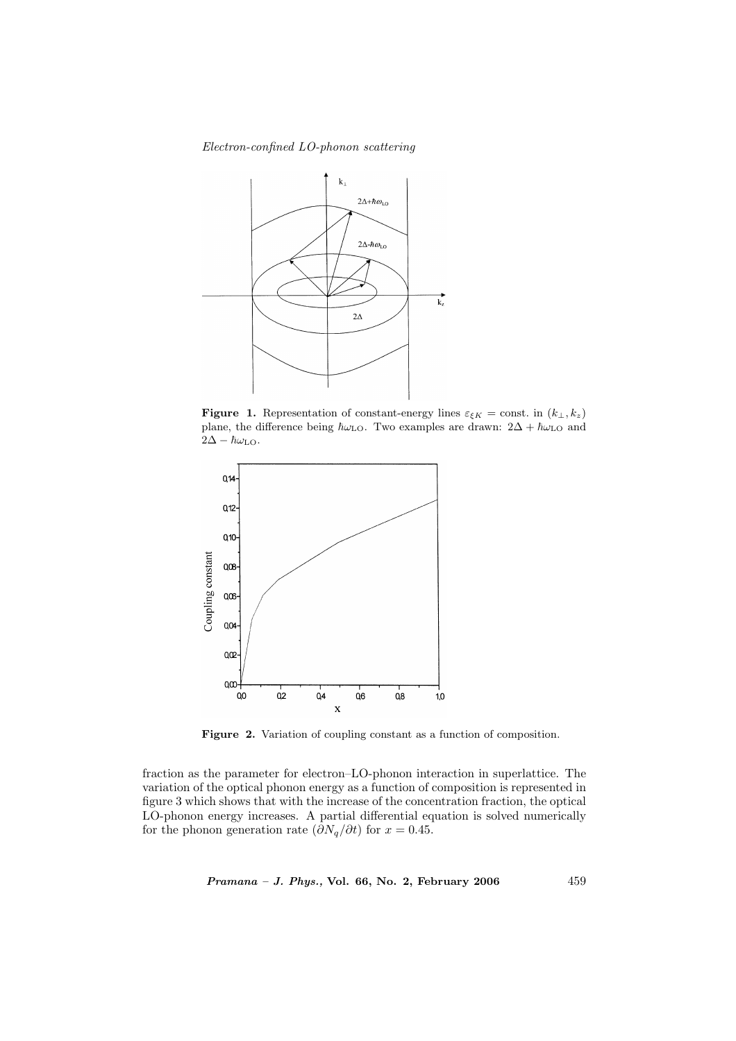**Figure 1.** Representation of constant-energy lines $\varepsilon_{\xi K} = \text{const.}$ in $(k_\perp, k_z)$ plane, the difference being $\hbar\omega_{\text{LO}}$. Two examples are drawn: $2\Delta + \hbar\omega_{\text{LO}}$ and $2\Delta - \hbar\omega_{\text{LO}}$.

**Figure 2.** Variation of coupling constant as a function of composition.

fraction as the parameter for electron–LO-phonon interaction in superlattice. The variation of the optical phonon energy as a function of composition is represented in figure 3 which shows that with the increase of the concentration fraction, the optical LO-phonon energy increases. A partial differential equation is solved numerically for the phonon generation rate $(\partial N_q/\partial t)$ for $x = 0.45$.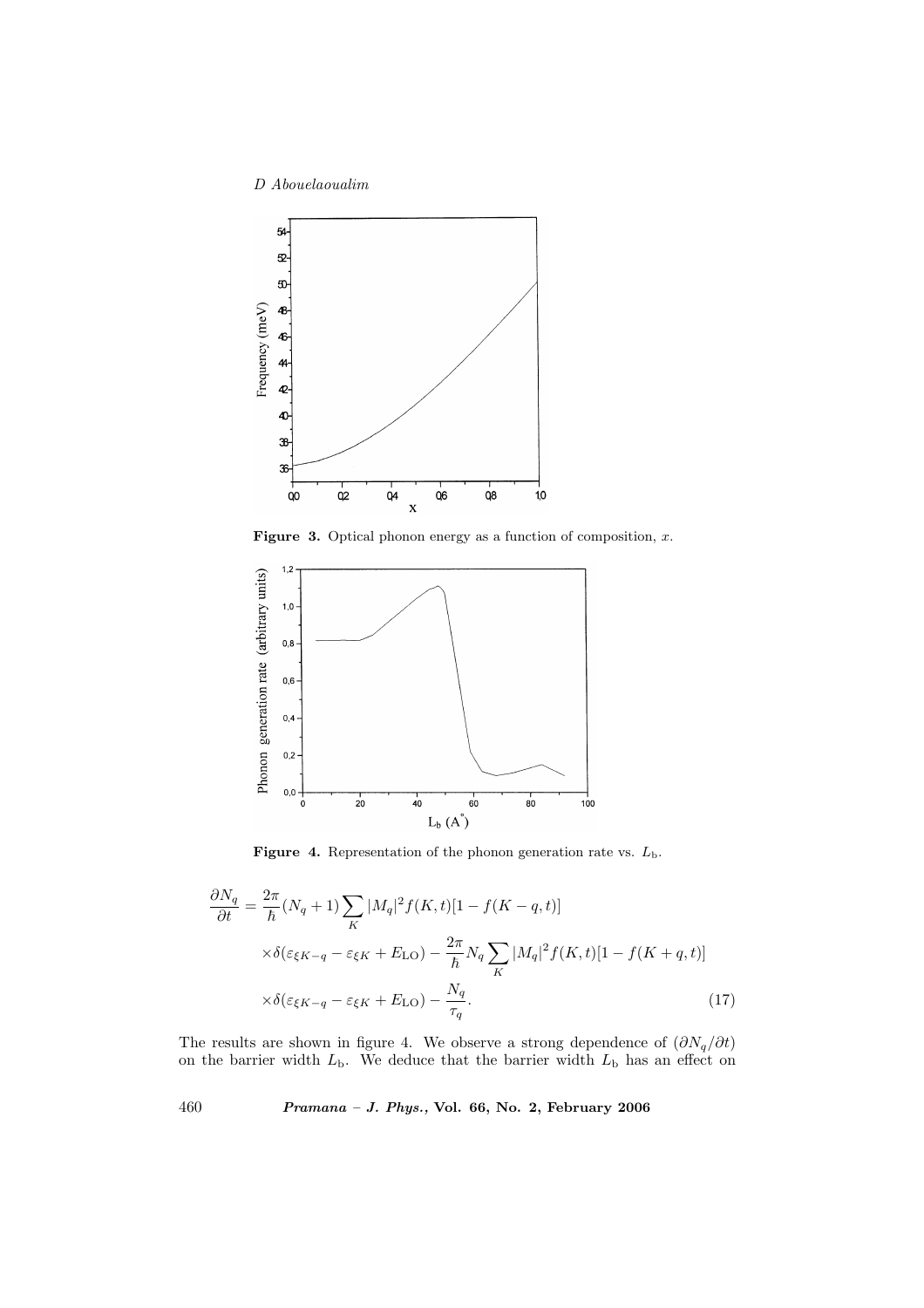**Figure 3.** Optical phonon energy as a function of composition, $x$.

**Figure 4.** Representation of the phonon generation rate vs. $L_{\rm b}$.

$$\frac{\partial N_q}{\partial t} = \frac{2\pi}{\hbar}(N_q+1)\sum_K |M_q|^2 f(K,t)[1-f(K-q,t)]$$
$$\times\delta(\varepsilon_{\xi K-q}-\varepsilon_{\xi K}+E_{\rm LO}) - \frac{2\pi}{\hbar}N_q\sum_K |M_q|^2 f(K,t)[1-f(K+q,t)]$$
$$\times\delta(\varepsilon_{\xi K-q}-\varepsilon_{\xi K}+E_{\rm LO}) - \frac{N_q}{\tau_q}. \tag{17}$$

The results are shown in figure 4. We observe a strong dependence of $(\partial N_q/\partial t)$ on the barrier width $L_{\rm b}$. We deduce that the barrier width $L_{\rm b}$ has an effect on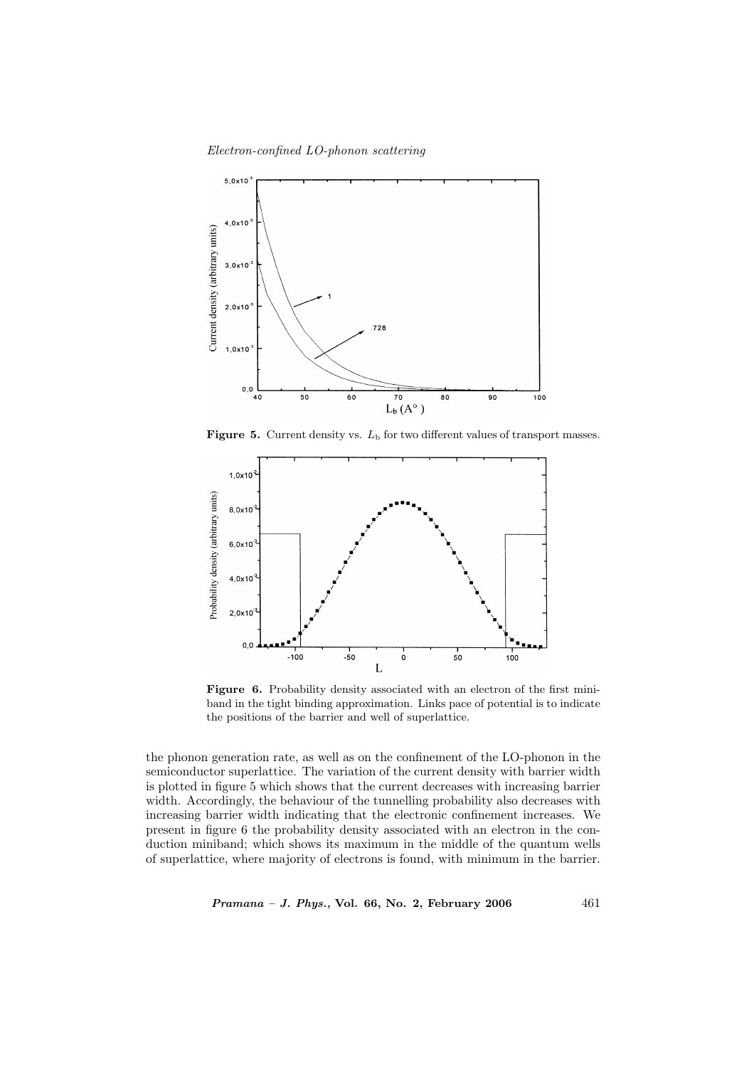**Figure 5.** Current density vs. $L_b$ for two different values of transport masses.

**Figure 6.** Probability density associated with an electron of the first miniband in the tight binding approximation. Links pace of potential is to indicate the positions of the barrier and well of superlattice.

the phonon generation rate, as well as on the confinement of the LO-phonon in the semiconductor superlattice. The variation of the current density with barrier width is plotted in figure 5 which shows that the current decreases with increasing barrier width. Accordingly, the behaviour of the tunnelling probability also decreases with increasing barrier width indicating that the electronic confinement increases. We present in figure 6 the probability density associated with an electron in the conduction miniband; which shows its maximum in the middle of the quantum wells of superlattice, where majority of electrons is found, with minimum in the barrier.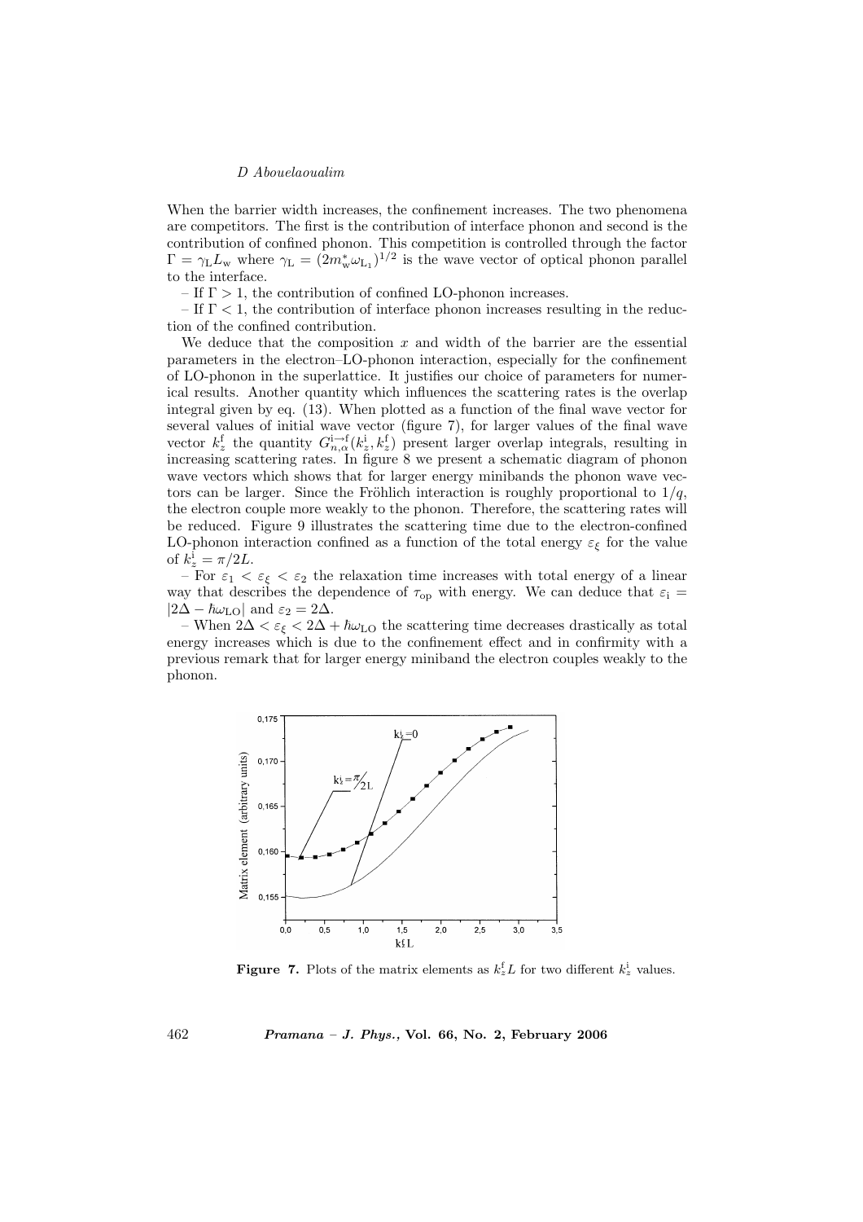When the barrier width increases, the confinement increases. The two phenomena are competitors. The first is the contribution of interface phonon and second is the contribution of confined phonon. This competition is controlled through the factor $\Gamma = \gamma_{\rm L} L_{\rm w}$ where $\gamma_{\rm L} = (2m_{\rm w}^{*}\omega_{\rm L_1})^{1/2}$ is the wave vector of optical phonon parallel to the interface.

– If $\Gamma > 1$, the contribution of confined LO-phonon increases.

– If $\Gamma < 1$, the contribution of interface phonon increases resulting in the reduction of the confined contribution.

We deduce that the composition $x$ and width of the barrier are the essential parameters in the electron–LO-phonon interaction, especially for the confinement of LO-phonon in the superlattice. It justifies our choice of parameters for numerical results. Another quantity which influences the scattering rates is the overlap integral given by eq. (13). When plotted as a function of the final wave vector for several values of initial wave vector (figure 7), for larger values of the final wave vector $k_z^{\rm f}$ the quantity $G_{n,\alpha}^{\rm i \to f}(k_z^{\rm i}, k_z^{\rm f})$ present larger overlap integrals, resulting in increasing scattering rates. In figure 8 we present a schematic diagram of phonon wave vectors which shows that for larger energy minibands the phonon wave vectors can be larger. Since the Fröhlich interaction is roughly proportional to $1/q$, the electron couple more weakly to the phonon. Therefore, the scattering rates will be reduced. Figure 9 illustrates the scattering time due to the electron-confined LO-phonon interaction confined as a function of the total energy $\varepsilon_\xi$ for the value of $k_z^{\rm i} = \pi/2L$.

– For $\varepsilon_1 < \varepsilon_\xi < \varepsilon_2$ the relaxation time increases with total energy of a linear way that describes the dependence of $\tau_{\rm op}$ with energy. We can deduce that $\varepsilon_{\rm i} = |2\Delta - \hbar\omega_{\rm LO}|$ and $\varepsilon_2 = 2\Delta$.

– When $2\Delta < \varepsilon_\xi < 2\Delta + \hbar\omega_{\rm LO}$ the scattering time decreases drastically as total energy increases which is due to the confinement effect and in confirmity with a previous remark that for larger energy miniband the electron couples weakly to the phonon.

**Figure 7.** Plots of the matrix elements as $k_z^{\rm f}L$ for two different $k_z^{\rm i}$ values.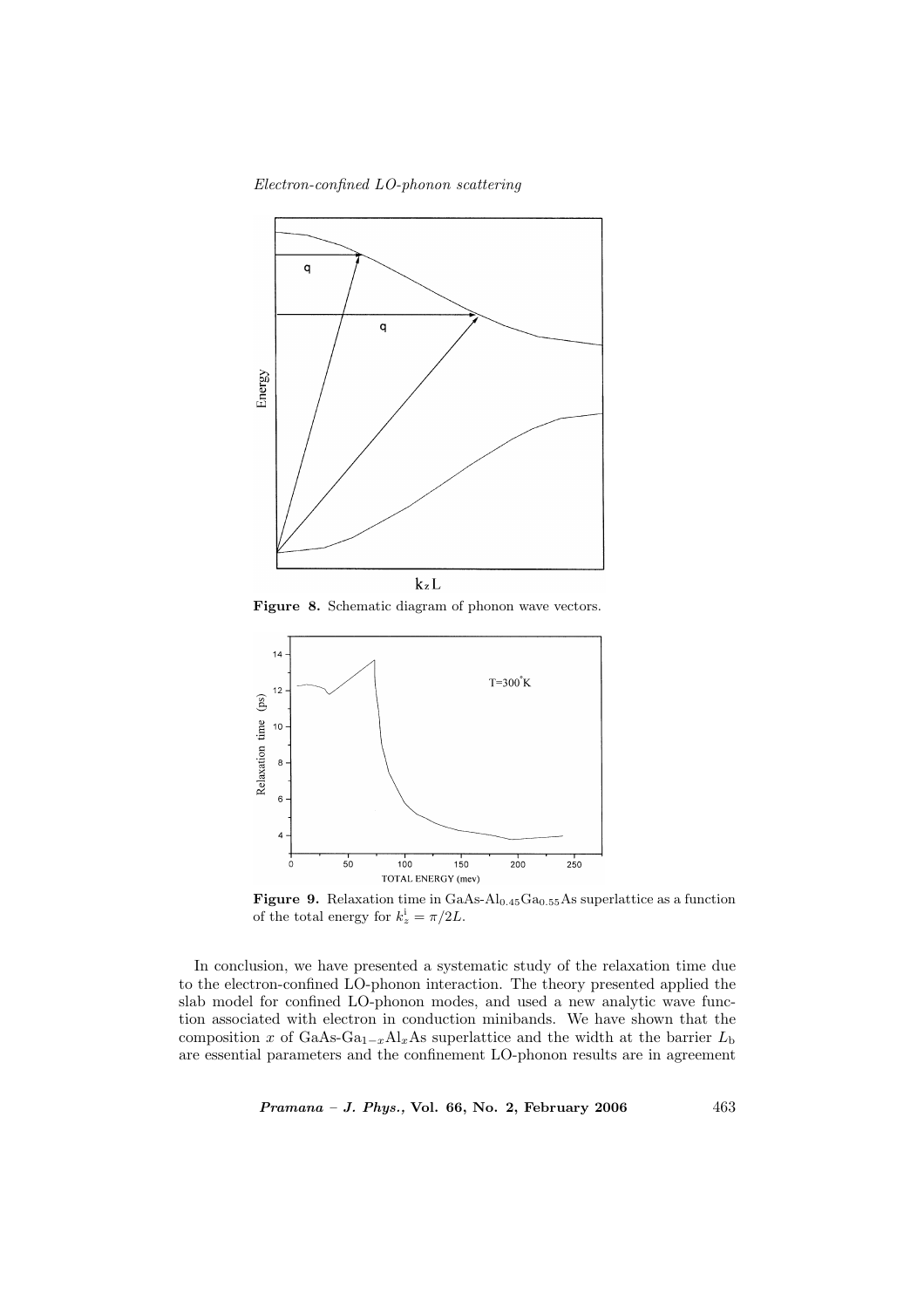**Figure 8.** Schematic diagram of phonon wave vectors.

**Figure 9.** Relaxation time in GaAs-$Al_{0.45}Ga_{0.55}As$ superlattice as a function of the total energy for $k_z^{\mathrm{i}} = \pi/2L$.

In conclusion, we have presented a systematic study of the relaxation time due to the electron-confined LO-phonon interaction. The theory presented applied the slab model for confined LO-phonon modes, and used a new analytic wave function associated with electron in conduction minibands. We have shown that the composition $x$ of GaAs-$Ga_{1-x}Al_xAs$ superlattice and the width at the barrier $L_{\mathrm{b}}$ are essential parameters and the confinement LO-phonon results are in agreement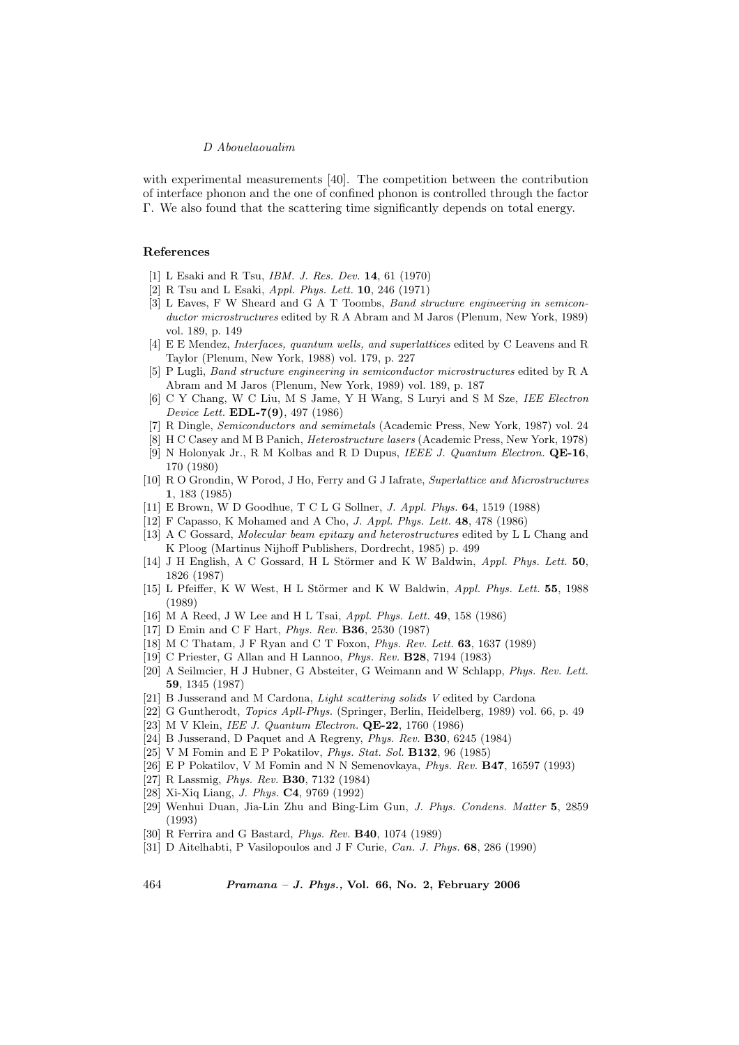with experimental measurements [40]. The competition between the contribution of interface phonon and the one of confined phonon is controlled through the factor $\Gamma$. We also found that the scattering time significantly depends on total energy.

## References

[1] L Esaki and R Tsu, *IBM. J. Res. Dev.* **14**, 61 (1970)

[2] R Tsu and L Esaki, *Appl. Phys. Lett.* **10**, 246 (1971)

[3] L Eaves, F W Sheard and G A T Toombs, *Band structure engineering in semiconductor microstructures* edited by R A Abram and M Jaros (Plenum, New York, 1989) vol. 189, p. 149

[4] E E Mendez, *Interfaces, quantum wells, and superlattices* edited by C Leavens and R Taylor (Plenum, New York, 1988) vol. 179, p. 227

[5] P Lugli, *Band structure engineering in semiconductor microstructures* edited by R A Abram and M Jaros (Plenum, New York, 1989) vol. 189, p. 187

[6] C Y Chang, W C Liu, M S Jame, Y H Wang, S Luryi and S M Sze, *IEE Electron Device Lett.* **EDL-7(9)**, 497 (1986)

[7] R Dingle, *Semiconductors and semimetals* (Academic Press, New York, 1987) vol. 24

[8] H C Casey and M B Panich, *Heterostructure lasers* (Academic Press, New York, 1978)

[9] N Holonyak Jr., R M Kolbas and R D Dupus, *IEEE J. Quantum Electron.* **QE-16**, 170 (1980)

[10] R O Grondin, W Porod, J Ho, Ferry and G J Iafrate, *Superlattice and Microstructures* **1**, 183 (1985)

[11] E Brown, W D Goodhue, T C L G Sollner, *J. Appl. Phys.* **64**, 1519 (1988)

[12] F Capasso, K Mohamed and A Cho, *J. Appl. Phys. Lett.* **48**, 478 (1986)

[13] A C Gossard, *Molecular beam epitaxy and heterostructures* edited by L L Chang and K Ploog (Martinus Nijhoff Publishers, Dordrecht, 1985) p. 499

[14] J H English, A C Gossard, H L Störmer and K W Baldwin, *Appl. Phys. Lett.* **50**, 1826 (1987)

[15] L Pfeiffer, K W West, H L Störmer and K W Baldwin, *Appl. Phys. Lett.* **55**, 1988 (1989)

[16] M A Reed, J W Lee and H L Tsai, *Appl. Phys. Lett.* **49**, 158 (1986)

[17] D Emin and C F Hart, *Phys. Rev.* **B36**, 2530 (1987)

[18] M C Thatam, J F Ryan and C T Foxon, *Phys. Rev. Lett.* **63**, 1637 (1989)

[19] C Priester, G Allan and H Lannoo, *Phys. Rev.* **B28**, 7194 (1983)

[20] A Seilmcier, H J Hubner, G Absteiter, G Weimann and W Schlapp, *Phys. Rev. Lett.* **59**, 1345 (1987)

[21] B Jusserand and M Cardona, *Light scattering solids V* edited by Cardona

[22] G Guntherodt, *Topics Apll-Phys.* (Springer, Berlin, Heidelberg, 1989) vol. 66, p. 49

[23] M V Klein, *IEE J. Quantum Electron.* **QE-22**, 1760 (1986)

[24] B Jusserand, D Paquet and A Regreny, *Phys. Rev.* **B30**, 6245 (1984)

[25] V M Fomin and E P Pokatilov, *Phys. Stat. Sol.* **B132**, 96 (1985)

[26] E P Pokatilov, V M Fomin and N N Semenovkaya, *Phys. Rev.* **B47**, 16597 (1993)

[27] R Lassmig, *Phys. Rev.* **B30**, 7132 (1984)

[28] Xi-Xiq Liang, *J. Phys.* **C4**, 9769 (1992)

[29] Wenhui Duan, Jia-Lin Zhu and Bing-Lim Gun, *J. Phys. Condens. Matter* **5**, 2859 (1993)

[30] R Ferrira and G Bastard, *Phys. Rev.* **B40**, 1074 (1989)

[31] D Aitelhabti, P Vasilopoulos and J F Curie, *Can. J. Phys.* **68**, 286 (1990)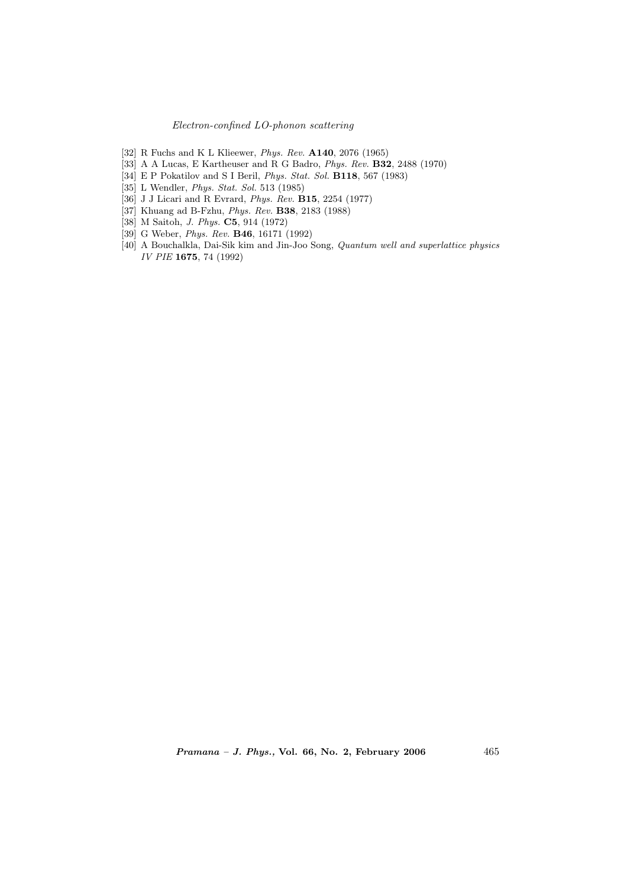[32] R Fuchs and K L Klieewer, *Phys. Rev.* **A140**, 2076 (1965)
[33] A A Lucas, E Kartheuser and R G Badro, *Phys. Rev.* **B32**, 2488 (1970)
[34] E P Pokatilov and S I Beril, *Phys. Stat. Sol.* **B118**, 567 (1983)
[35] L Wendler, *Phys. Stat. Sol.* 513 (1985)
[36] J J Licari and R Evrard, *Phys. Rev.* **B15**, 2254 (1977)
[37] Khuang ad B-Fzhu, *Phys. Rev.* **B38**, 2183 (1988)
[38] M Saitoh, *J. Phys.* **C5**, 914 (1972)
[39] G Weber, *Phys. Rev.* **B46**, 16171 (1992)
[40] A Bouchalkla, Dai-Sik kim and Jin-Joo Song, *Quantum well and superlattice physics IV PIE* **1675**, 74 (1992)